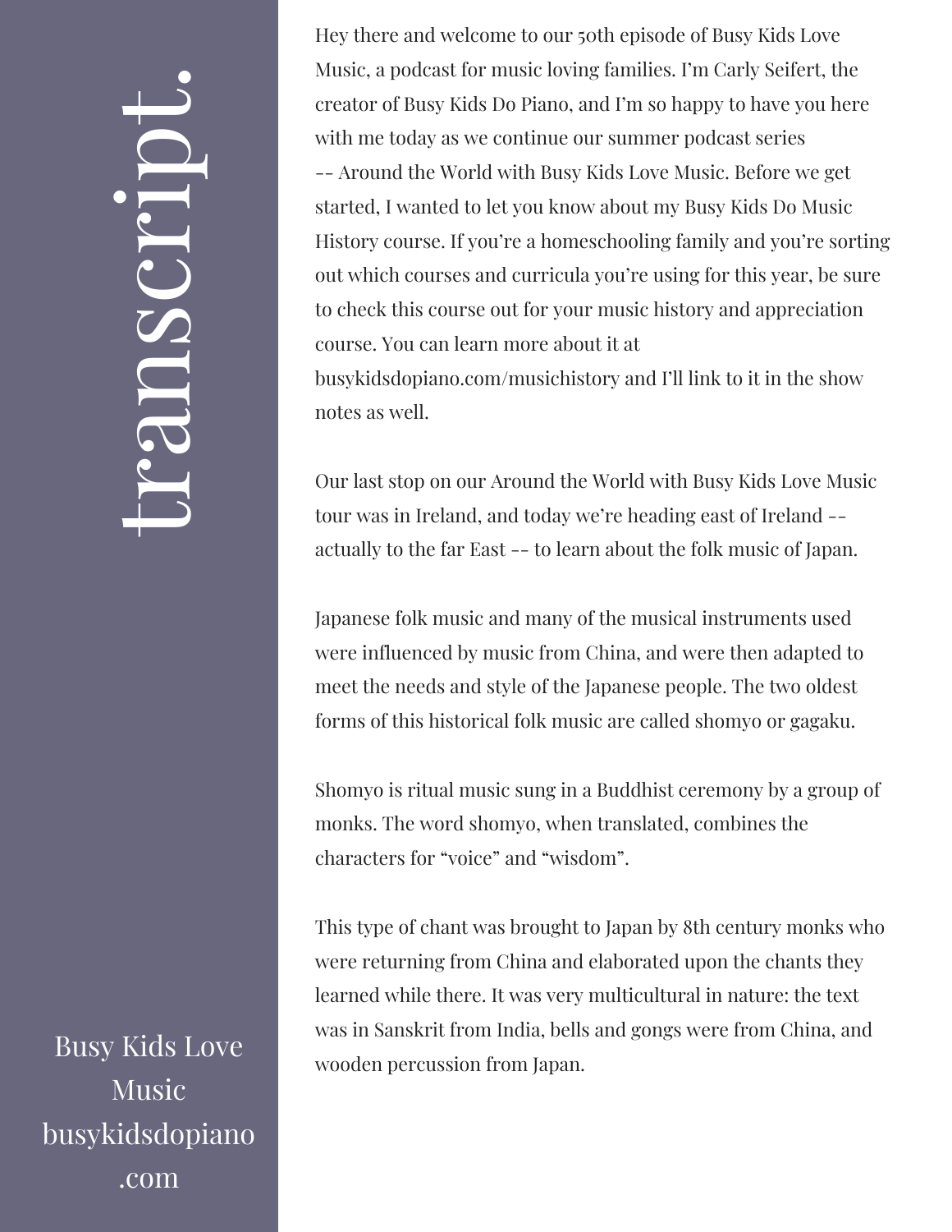# transcript.

Hey there and welcome to our 50th episode of Busy Kids Love Music, a podcast for music loving families. I'm Carly Seifert, the creator of Busy Kids Do Piano, and I'm so happy to have you here with me today as we continue our summer podcast series -- Around the World with Busy Kids Love Music. Before we get started, I wanted to let you know about my Busy Kids Do Music History course. If you're a homeschooling family and you're sorting out which courses and curricula you're using for this year, be sure to check this course out for your music history and appreciation course. You can learn more about it at busykidsdopiano.com/musichistory and I'll link to it in the show notes as well.

Our last stop on our Around the World with Busy Kids Love Music tour was in Ireland, and today we're heading east of Ireland -- actually to the far East -- to learn about the folk music of Japan.

Japanese folk music and many of the musical instruments used were influenced by music from China, and were then adapted to meet the needs and style of the Japanese people. The two oldest forms of this historical folk music are called shomyo or gagaku.

Shomyo is ritual music sung in a Buddhist ceremony by a group of monks. The word shomyo, when translated, combines the characters for "voice" and "wisdom".

This type of chant was brought to Japan by 8th century monks who were returning from China and elaborated upon the chants they learned while there. It was very multicultural in nature: the text was in Sanskrit from India, bells and gongs were from China, and wooden percussion from Japan.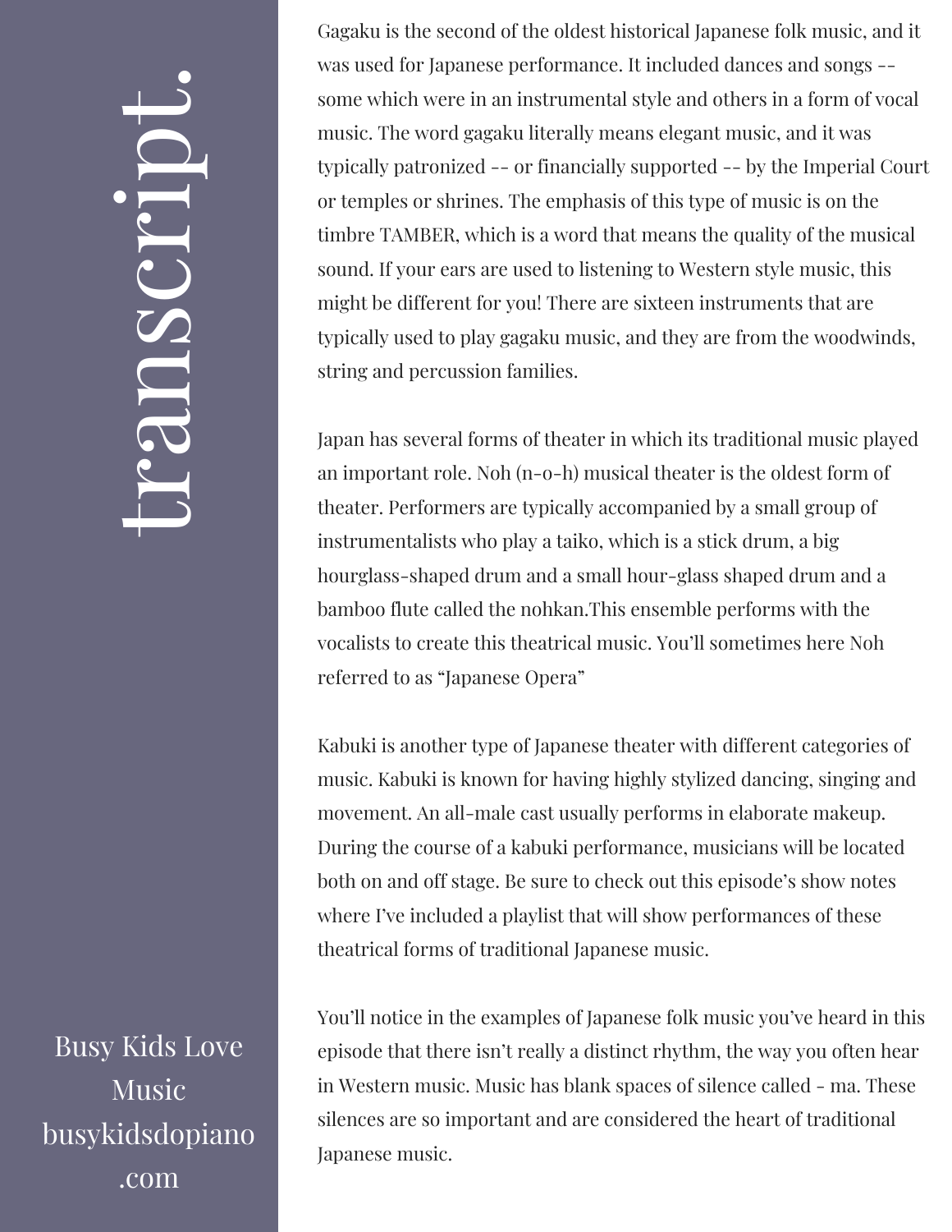# transcript.

Gagaku is the second of the oldest historical Japanese folk music, and it was used for Japanese performance. It included dances and songs -- some which were in an instrumental style and others in a form of vocal music. The word gagaku literally means elegant music, and it was typically patronized -- or financially supported -- by the Imperial Court or temples or shrines. The emphasis of this type of music is on the timbre TAMBER, which is a word that means the quality of the musical sound. If your ears are used to listening to Western style music, this might be different for you! There are sixteen instruments that are typically used to play gagaku music, and they are from the woodwinds, string and percussion families.

Japan has several forms of theater in which its traditional music played an important role. Noh (n-o-h) musical theater is the oldest form of theater. Performers are typically accompanied by a small group of instrumentalists who play a taiko, which is a stick drum, a big hourglass-shaped drum and a small hour-glass shaped drum and a bamboo flute called the nohkan.This ensemble performs with the vocalists to create this theatrical music. You'll sometimes here Noh referred to as "Japanese Opera"

Kabuki is another type of Japanese theater with different categories of music. Kabuki is known for having highly stylized dancing, singing and movement. An all-male cast usually performs in elaborate makeup. During the course of a kabuki performance, musicians will be located both on and off stage. Be sure to check out this episode's show notes where I've included a playlist that will show performances of these theatrical forms of traditional Japanese music.

You'll notice in the examples of Japanese folk music you've heard in this episode that there isn't really a distinct rhythm, the way you often hear in Western music. Music has blank spaces of silence called - ma. These silences are so important and are considered the heart of traditional Japanese music.

Busy Kids Love Music
busykidsdopiano.com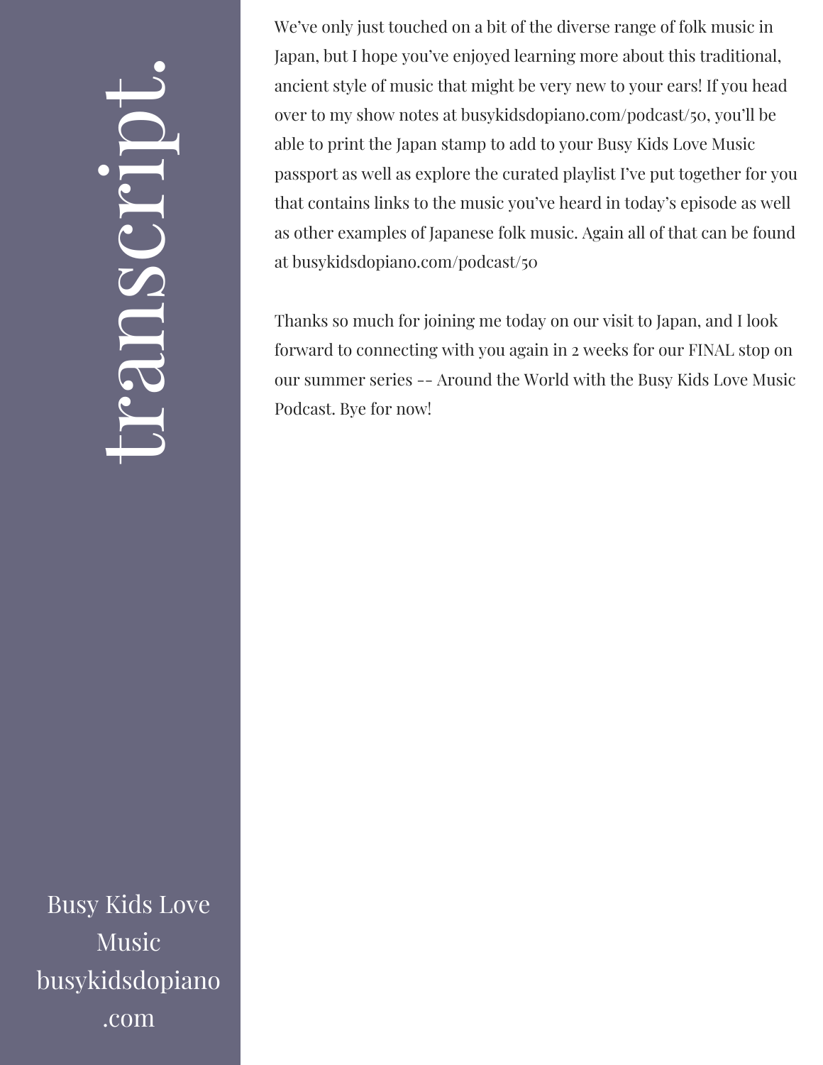We've only just touched on a bit of the diverse range of folk music in Japan, but I hope you've enjoyed learning more about this traditional, ancient style of music that might be very new to your ears! If you head over to my show notes at busykidsdopiano.com/podcast/50, you'll be able to print the Japan stamp to add to your Busy Kids Love Music passport as well as explore the curated playlist I've put together for you that contains links to the music you've heard in today's episode as well as other examples of Japanese folk music. Again all of that can be found at busykidsdopiano.com/podcast/50

Thanks so much for joining me today on our visit to Japan, and I look forward to connecting with you again in 2 weeks for our FINAL stop on our summer series -- Around the World with the Busy Kids Love Music Podcast. Bye for now!